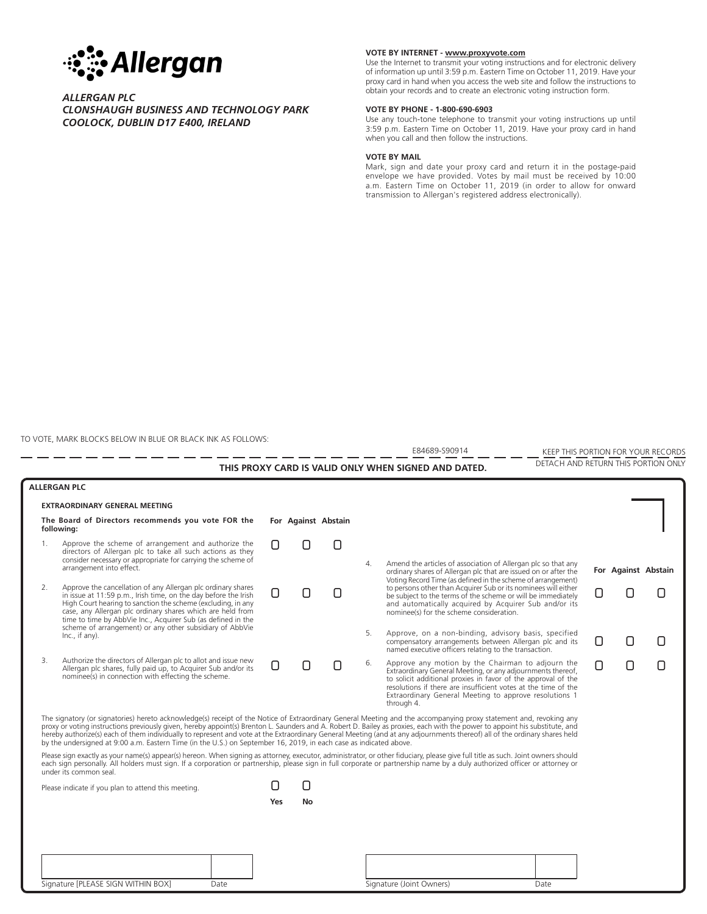**Allergan**

***ALLERGAN PLC***
***CLONSHAUGH BUSINESS AND TECHNOLOGY PARK***
***COOLOCK, DUBLIN D17 E400, IRELAND***

**VOTE BY INTERNET - www.proxyvote.com**
Use the Internet to transmit your voting instructions and for electronic delivery of information up until 3:59 p.m. Eastern Time on October 11, 2019. Have your proxy card in hand when you access the web site and follow the instructions to obtain your records and to create an electronic voting instruction form.

**VOTE BY PHONE - 1-800-690-6903**
Use any touch-tone telephone to transmit your voting instructions up until 3:59 p.m. Eastern Time on October 11, 2019. Have your proxy card in hand when you call and then follow the instructions.

**VOTE BY MAIL**
Mark, sign and date your proxy card and return it in the postage-paid envelope we have provided. Votes by mail must be received by 10:00 a.m. Eastern Time on October 11, 2019 (in order to allow for onward transmission to Allergan's registered address electronically).

TO VOTE, MARK BLOCKS BELOW IN BLUE OR BLACK INK AS FOLLOWS:

E84689-S90914 KEEP THIS PORTION FOR YOUR RECORDS

**THIS PROXY CARD IS VALID ONLY WHEN SIGNED AND DATED.** DETACH AND RETURN THIS PORTION ONLY

**ALLERGAN PLC**

**EXTRAORDINARY GENERAL MEETING**

**The Board of Directors recommends you vote FOR the following:**

| | | For | Against | Abstain |
|---|---|---|---|---|
| 1. | Approve the scheme of arrangement and authorize the directors of Allergan plc to take all such actions as they consider necessary or appropriate for carrying the scheme of arrangement into effect. | ☐ | ☐ | ☐ |
| 2. | Approve the cancellation of any Allergan plc ordinary shares in issue at 11:59 p.m., Irish time, on the day before the Irish High Court hearing to sanction the scheme (excluding, in any case, any Allergan plc ordinary shares which are held from time to time by AbbVie Inc., Acquirer Sub (as defined in the scheme of arrangement) or any other subsidiary of AbbVie Inc., if any). | ☐ | ☐ | ☐ |
| 3. | Authorize the directors of Allergan plc to allot and issue new Allergan plc shares, fully paid up, to Acquirer Sub and/or its nominee(s) in connection with effecting the scheme. | ☐ | ☐ | ☐ |
| 4. | Amend the articles of association of Allergan plc so that any ordinary shares of Allergan plc that are issued on or after the Voting Record Time (as defined in the scheme of arrangement) to persons other than Acquirer Sub or its nominees will either be subject to the terms of the scheme or will be immediately and automatically acquired by Acquirer Sub and/or its nominee(s) for the scheme consideration. | ☐ | ☐ | ☐ |
| 5. | Approve, on a non-binding, advisory basis, specified compensatory arrangements between Allergan plc and its named executive officers relating to the transaction. | ☐ | ☐ | ☐ |
| 6. | Approve any motion by the Chairman to adjourn the Extraordinary General Meeting, or any adjournments thereof, to solicit additional proxies in favor of the approval of the resolutions if there are insufficient votes at the time of the Extraordinary General Meeting to approve resolutions 1 through 4. | ☐ | ☐ | ☐ |

The signatory (or signatories) hereto acknowledge(s) receipt of the Notice of Extraordinary General Meeting and the accompanying proxy statement and, revoking any proxy or voting instructions previously given, hereby appoint(s) Brenton L. Saunders and A. Robert D. Bailey as proxies, each with the power to appoint his substitute, and hereby authorize(s) each of them individually to represent and vote at the Extraordinary General Meeting (and at any adjournments thereof) all of the ordinary shares held by the undersigned at 9:00 a.m. Eastern Time (in the U.S.) on September 16, 2019, in each case as indicated above.

Please sign exactly as your name(s) appear(s) hereon. When signing as attorney, executor, administrator, or other fiduciary, please give full title as such. Joint owners should each sign personally. All holders must sign. If a corporation or partnership, please sign in full corporate or partnership name by a duly authorized officer or attorney or under its common seal.

Please indicate if you plan to attend this meeting. ☐ Yes ☐ No

| Signature [PLEASE SIGN WITHIN BOX] | Date | Signature (Joint Owners) | Date |
|---|---|---|---|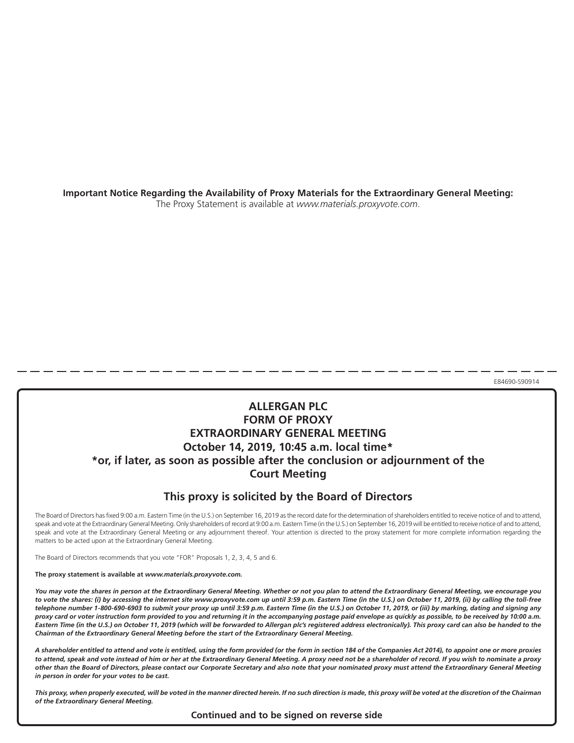**Important Notice Regarding the Availability of Proxy Materials for the Extraordinary General Meeting:**
The Proxy Statement is available at *www.materials.proxyvote.com*.

E84690-S90914

# ALLERGAN PLC
# FORM OF PROXY
# EXTRAORDINARY GENERAL MEETING
## October 14, 2019, 10:45 a.m. local time*
## *or, if later, as soon as possible after the conclusion or adjournment of the Court Meeting

## This proxy is solicited by the Board of Directors

The Board of Directors has fixed 9:00 a.m. Eastern Time (in the U.S.) on September 16, 2019 as the record date for the determination of shareholders entitled to receive notice of and to attend, speak and vote at the Extraordinary General Meeting. Only shareholders of record at 9:00 a.m. Eastern Time (in the U.S.) on September 16, 2019 will be entitled to receive notice of and to attend, speak and vote at the Extraordinary General Meeting or any adjournment thereof. Your attention is directed to the proxy statement for more complete information regarding the matters to be acted upon at the Extraordinary General Meeting.

The Board of Directors recommends that you vote "FOR" Proposals 1, 2, 3, 4, 5 and 6.

**The proxy statement is available at *www.materials.proxyvote.com.***

***You may vote the shares in person at the Extraordinary General Meeting. Whether or not you plan to attend the Extraordinary General Meeting, we encourage you to vote the shares: (i) by accessing the internet site www.proxyvote.com up until 3:59 p.m. Eastern Time (in the U.S.) on October 11, 2019, (ii) by calling the toll-free telephone number 1-800-690-6903 to submit your proxy up until 3:59 p.m. Eastern Time (in the U.S.) on October 11, 2019, or (iii) by marking, dating and signing any proxy card or voter instruction form provided to you and returning it in the accompanying postage paid envelope as quickly as possible, to be received by 10:00 a.m. Eastern Time (in the U.S.) on October 11, 2019 (which will be forwarded to Allergan plc's registered address electronically). This proxy card can also be handed to the Chairman of the Extraordinary General Meeting before the start of the Extraordinary General Meeting.***

***A shareholder entitled to attend and vote is entitled, using the form provided (or the form in section 184 of the Companies Act 2014), to appoint one or more proxies to attend, speak and vote instead of him or her at the Extraordinary General Meeting. A proxy need not be a shareholder of record. If you wish to nominate a proxy other than the Board of Directors, please contact our Corporate Secretary and also note that your nominated proxy must attend the Extraordinary General Meeting in person in order for your votes to be cast.***

***This proxy, when properly executed, will be voted in the manner directed herein. If no such direction is made, this proxy will be voted at the discretion of the Chairman of the Extraordinary General Meeting.***

**Continued and to be signed on reverse side**